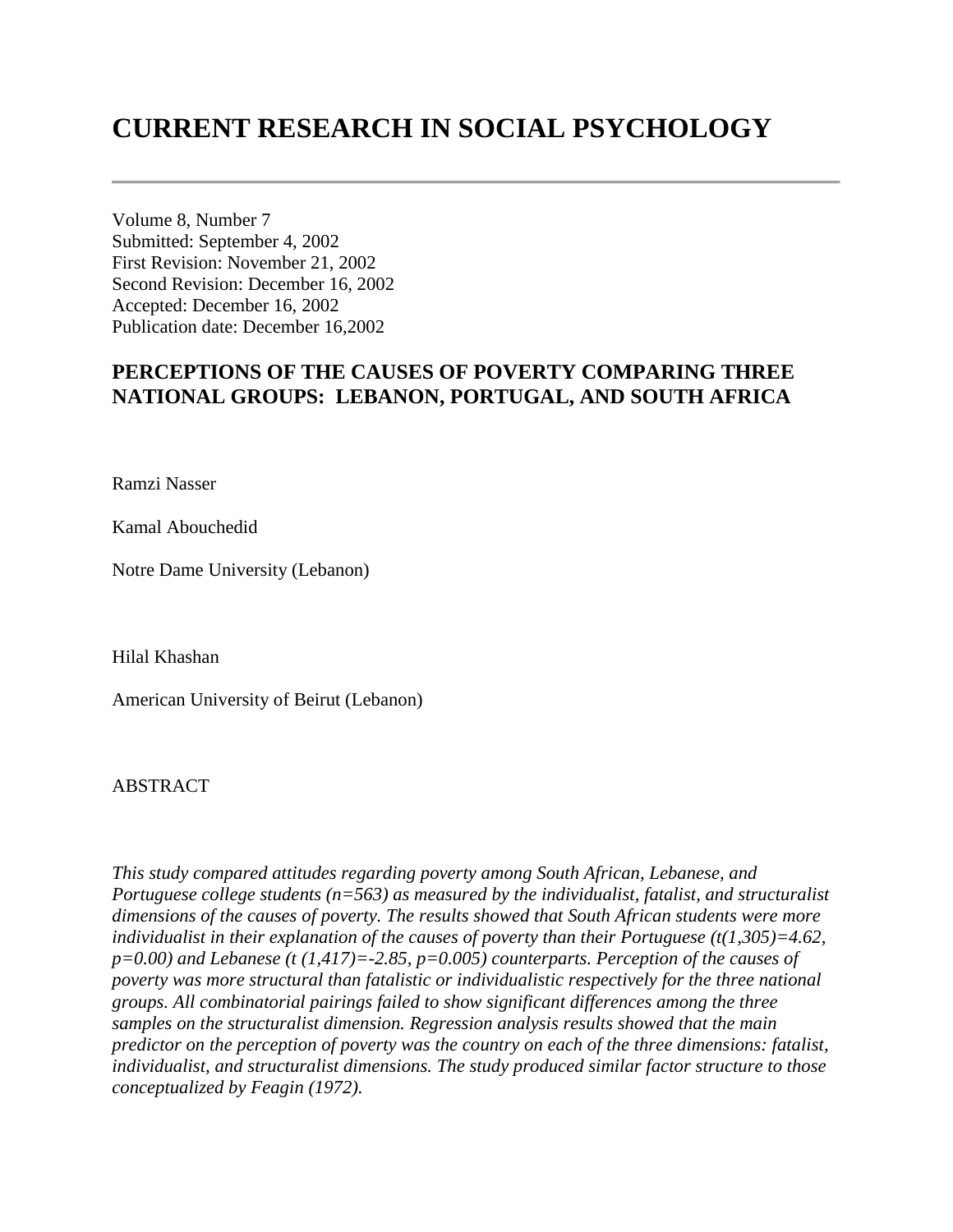# CURRENT RESEARCH IN SOCIAL PSYCHOLOGY

---

Volume 8, Number 7
Submitted: September 4, 2002
First Revision: November 21, 2002
Second Revision: December 16, 2002
Accepted: December 16, 2002
Publication date: December 16,2002

## PERCEPTIONS OF THE CAUSES OF POVERTY COMPARING THREE NATIONAL GROUPS: LEBANON, PORTUGAL, AND SOUTH AFRICA

Ramzi Nasser

Kamal Abouchedid

Notre Dame University (Lebanon)

Hilal Khashan

American University of Beirut (Lebanon)

ABSTRACT

*This study compared attitudes regarding poverty among South African, Lebanese, and Portuguese college students (n=563) as measured by the individualist, fatalist, and structuralist dimensions of the causes of poverty. The results showed that South African students were more individualist in their explanation of the causes of poverty than their Portuguese ($t(1,305)=4.62$, $p=0.00$) and Lebanese ($t(1,417)=-2.85$, $p=0.005$) counterparts. Perception of the causes of poverty was more structural than fatalistic or individualistic respectively for the three national groups. All combinatorial pairings failed to show significant differences among the three samples on the structuralist dimension. Regression analysis results showed that the main predictor on the perception of poverty was the country on each of the three dimensions: fatalist, individualist, and structuralist dimensions. The study produced similar factor structure to those conceptualized by Feagin (1972).*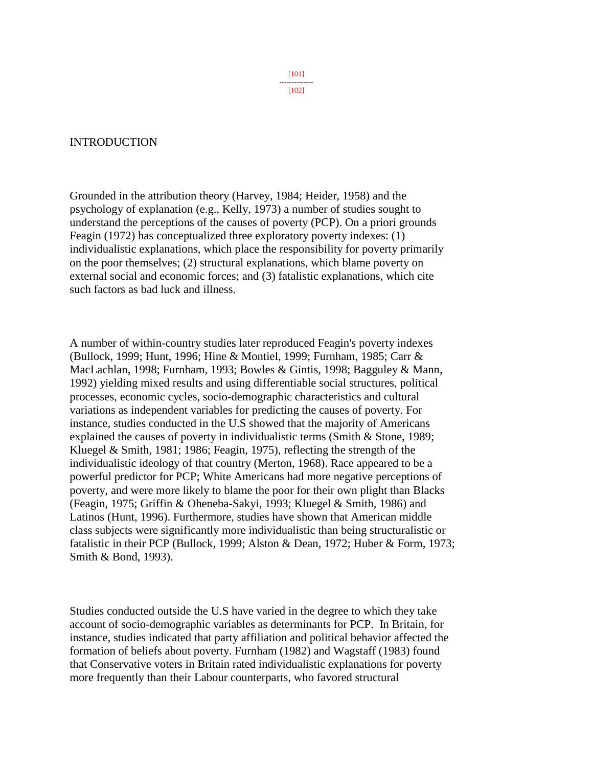## INTRODUCTION

Grounded in the attribution theory (Harvey, 1984; Heider, 1958) and the psychology of explanation (e.g., Kelly, 1973) a number of studies sought to understand the perceptions of the causes of poverty (PCP). On a priori grounds Feagin (1972) has conceptualized three exploratory poverty indexes: (1) individualistic explanations, which place the responsibility for poverty primarily on the poor themselves; (2) structural explanations, which blame poverty on external social and economic forces; and (3) fatalistic explanations, which cite such factors as bad luck and illness.

A number of within-country studies later reproduced Feagin's poverty indexes (Bullock, 1999; Hunt, 1996; Hine & Montiel, 1999; Furnham, 1985; Carr & MacLachlan, 1998; Furnham, 1993; Bowles & Gintis, 1998; Bagguley & Mann, 1992) yielding mixed results and using differentiable social structures, political processes, economic cycles, socio-demographic characteristics and cultural variations as independent variables for predicting the causes of poverty. For instance, studies conducted in the U.S showed that the majority of Americans explained the causes of poverty in individualistic terms (Smith & Stone, 1989; Kluegel & Smith, 1981; 1986; Feagin, 1975), reflecting the strength of the individualistic ideology of that country (Merton, 1968). Race appeared to be a powerful predictor for PCP; White Americans had more negative perceptions of poverty, and were more likely to blame the poor for their own plight than Blacks (Feagin, 1975; Griffin & Oheneba-Sakyi, 1993; Kluegel & Smith, 1986) and Latinos (Hunt, 1996). Furthermore, studies have shown that American middle class subjects were significantly more individualistic than being structuralistic or fatalistic in their PCP (Bullock, 1999; Alston & Dean, 1972; Huber & Form, 1973; Smith & Bond, 1993).

Studies conducted outside the U.S have varied in the degree to which they take account of socio-demographic variables as determinants for PCP. In Britain, for instance, studies indicated that party affiliation and political behavior affected the formation of beliefs about poverty. Furnham (1982) and Wagstaff (1983) found that Conservative voters in Britain rated individualistic explanations for poverty more frequently than their Labour counterparts, who favored structural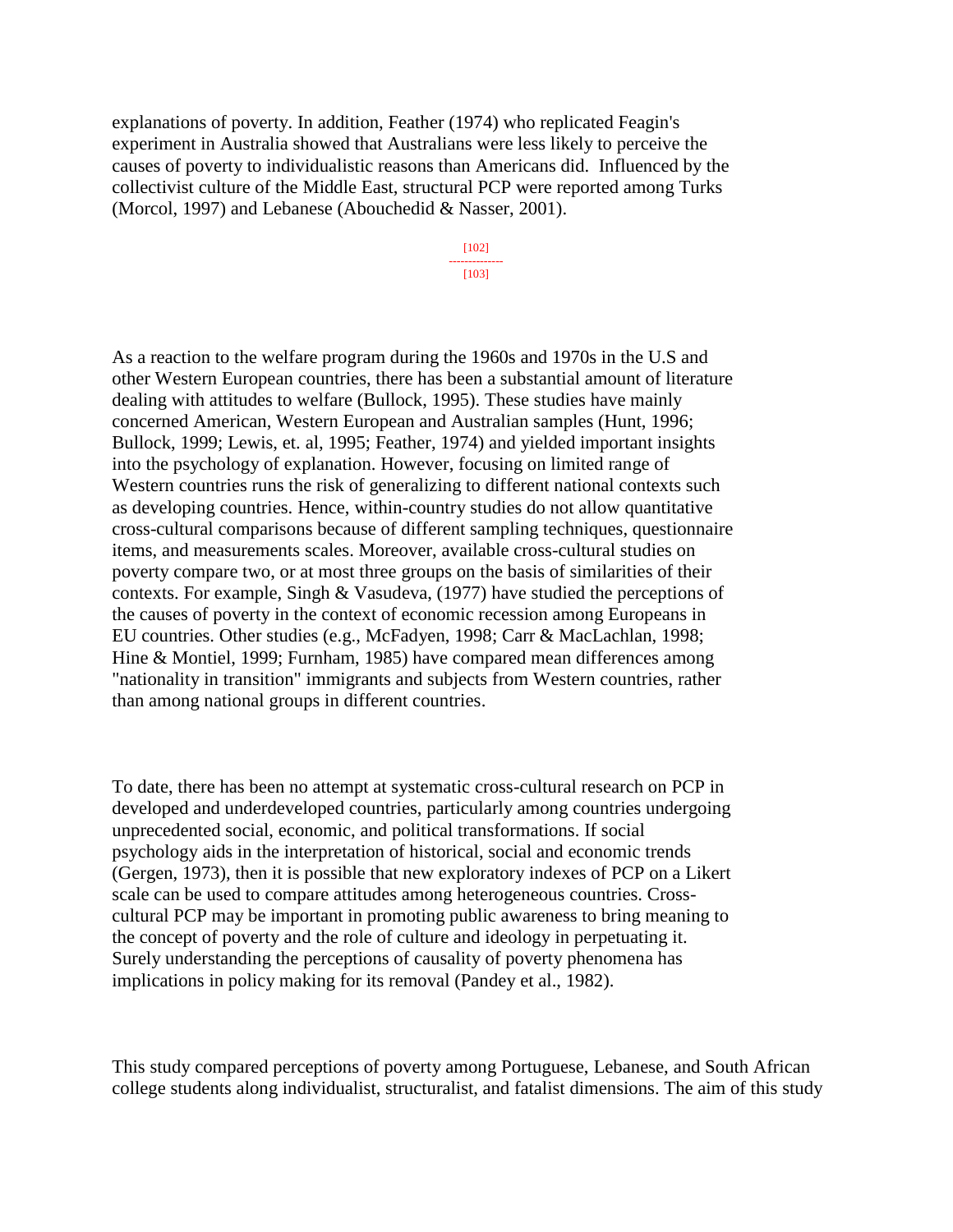explanations of poverty. In addition, Feather (1974) who replicated Feagin's experiment in Australia showed that Australians were less likely to perceive the causes of poverty to individualistic reasons than Americans did. Influenced by the collectivist culture of the Middle East, structural PCP were reported among Turks (Morcol, 1997) and Lebanese (Abouchedid & Nasser, 2001).

As a reaction to the welfare program during the 1960s and 1970s in the U.S and other Western European countries, there has been a substantial amount of literature dealing with attitudes to welfare (Bullock, 1995). These studies have mainly concerned American, Western European and Australian samples (Hunt, 1996; Bullock, 1999; Lewis, et. al, 1995; Feather, 1974) and yielded important insights into the psychology of explanation. However, focusing on limited range of Western countries runs the risk of generalizing to different national contexts such as developing countries. Hence, within-country studies do not allow quantitative cross-cultural comparisons because of different sampling techniques, questionnaire items, and measurements scales. Moreover, available cross-cultural studies on poverty compare two, or at most three groups on the basis of similarities of their contexts. For example, Singh & Vasudeva, (1977) have studied the perceptions of the causes of poverty in the context of economic recession among Europeans in EU countries. Other studies (e.g., McFadyen, 1998; Carr & MacLachlan, 1998; Hine & Montiel, 1999; Furnham, 1985) have compared mean differences among "nationality in transition" immigrants and subjects from Western countries, rather than among national groups in different countries.

To date, there has been no attempt at systematic cross-cultural research on PCP in developed and underdeveloped countries, particularly among countries undergoing unprecedented social, economic, and political transformations. If social psychology aids in the interpretation of historical, social and economic trends (Gergen, 1973), then it is possible that new exploratory indexes of PCP on a Likert scale can be used to compare attitudes among heterogeneous countries. Cross-cultural PCP may be important in promoting public awareness to bring meaning to the concept of poverty and the role of culture and ideology in perpetuating it. Surely understanding the perceptions of causality of poverty phenomena has implications in policy making for its removal (Pandey et al., 1982).

This study compared perceptions of poverty among Portuguese, Lebanese, and South African college students along individualist, structuralist, and fatalist dimensions. The aim of this study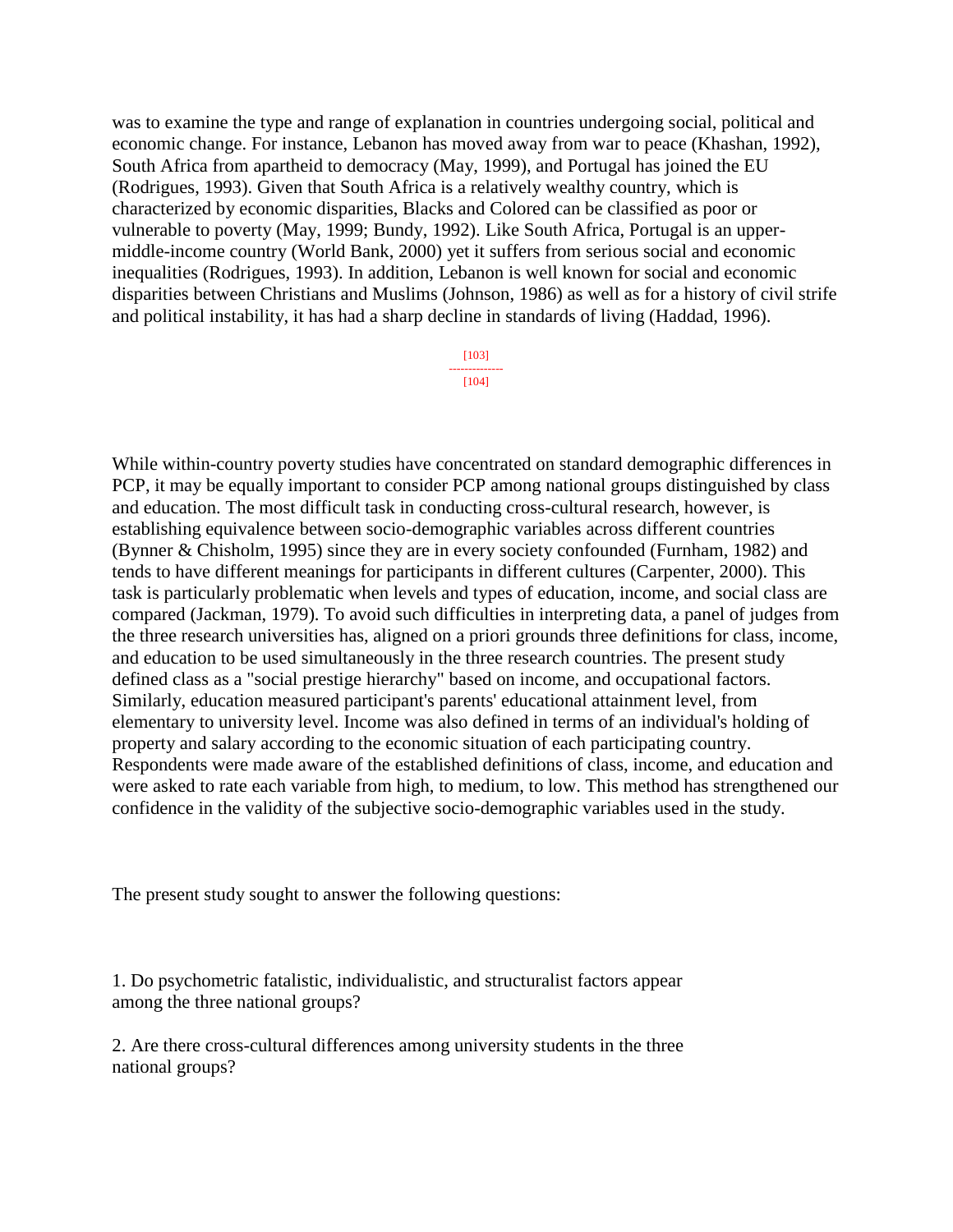was to examine the type and range of explanation in countries undergoing social, political and economic change. For instance, Lebanon has moved away from war to peace (Khashan, 1992), South Africa from apartheid to democracy (May, 1999), and Portugal has joined the EU (Rodrigues, 1993). Given that South Africa is a relatively wealthy country, which is characterized by economic disparities, Blacks and Colored can be classified as poor or vulnerable to poverty (May, 1999; Bundy, 1992). Like South Africa, Portugal is an upper-middle-income country (World Bank, 2000) yet it suffers from serious social and economic inequalities (Rodrigues, 1993). In addition, Lebanon is well known for social and economic disparities between Christians and Muslims (Johnson, 1986) as well as for a history of civil strife and political instability, it has had a sharp decline in standards of living (Haddad, 1996).

While within-country poverty studies have concentrated on standard demographic differences in PCP, it may be equally important to consider PCP among national groups distinguished by class and education. The most difficult task in conducting cross-cultural research, however, is establishing equivalence between socio-demographic variables across different countries (Bynner & Chisholm, 1995) since they are in every society confounded (Furnham, 1982) and tends to have different meanings for participants in different cultures (Carpenter, 2000). This task is particularly problematic when levels and types of education, income, and social class are compared (Jackman, 1979). To avoid such difficulties in interpreting data, a panel of judges from the three research universities has, aligned on a priori grounds three definitions for class, income, and education to be used simultaneously in the three research countries. The present study defined class as a "social prestige hierarchy" based on income, and occupational factors. Similarly, education measured participant's parents' educational attainment level, from elementary to university level. Income was also defined in terms of an individual's holding of property and salary according to the economic situation of each participating country. Respondents were made aware of the established definitions of class, income, and education and were asked to rate each variable from high, to medium, to low. This method has strengthened our confidence in the validity of the subjective socio-demographic variables used in the study.

The present study sought to answer the following questions:

1. Do psychometric fatalistic, individualistic, and structuralist factors appear among the three national groups?

2. Are there cross-cultural differences among university students in the three national groups?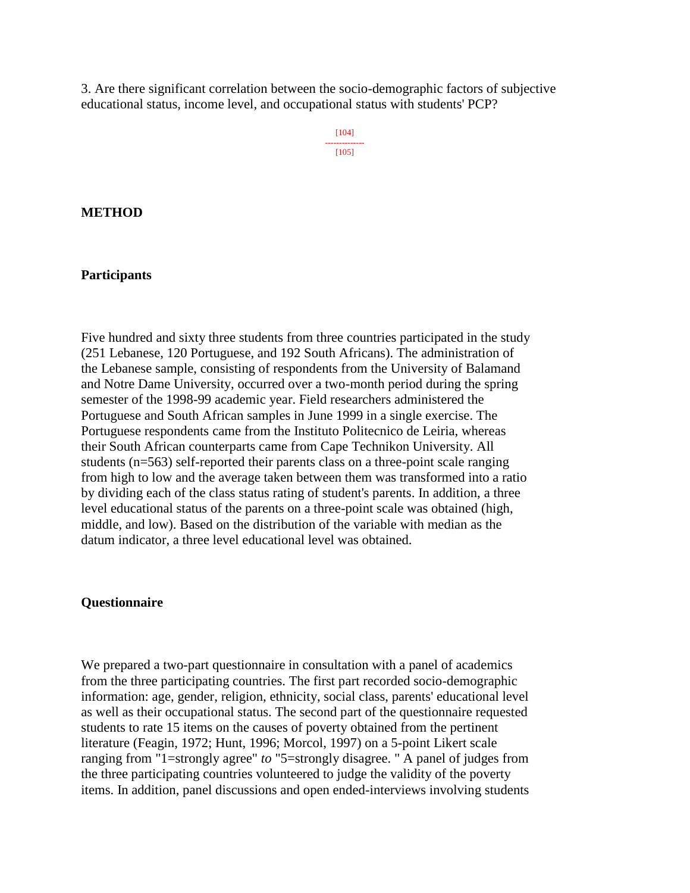3. Are there significant correlation between the socio-demographic factors of subjective educational status, income level, and occupational status with students' PCP?

## METHOD

### Participants

Five hundred and sixty three students from three countries participated in the study (251 Lebanese, 120 Portuguese, and 192 South Africans). The administration of the Lebanese sample, consisting of respondents from the University of Balamand and Notre Dame University, occurred over a two-month period during the spring semester of the 1998-99 academic year. Field researchers administered the Portuguese and South African samples in June 1999 in a single exercise. The Portuguese respondents came from the Instituto Politecnico de Leiria, whereas their South African counterparts came from Cape Technikon University. All students (n=563) self-reported their parents class on a three-point scale ranging from high to low and the average taken between them was transformed into a ratio by dividing each of the class status rating of student's parents. In addition, a three level educational status of the parents on a three-point scale was obtained (high, middle, and low). Based on the distribution of the variable with median as the datum indicator, a three level educational level was obtained.

### Questionnaire

We prepared a two-part questionnaire in consultation with a panel of academics from the three participating countries. The first part recorded socio-demographic information: age, gender, religion, ethnicity, social class, parents' educational level as well as their occupational status. The second part of the questionnaire requested students to rate 15 items on the causes of poverty obtained from the pertinent literature (Feagin, 1972; Hunt, 1996; Morcol, 1997) on a 5-point Likert scale ranging from "1=strongly agree" *to* "5=strongly disagree. " A panel of judges from the three participating countries volunteered to judge the validity of the poverty items. In addition, panel discussions and open ended-interviews involving students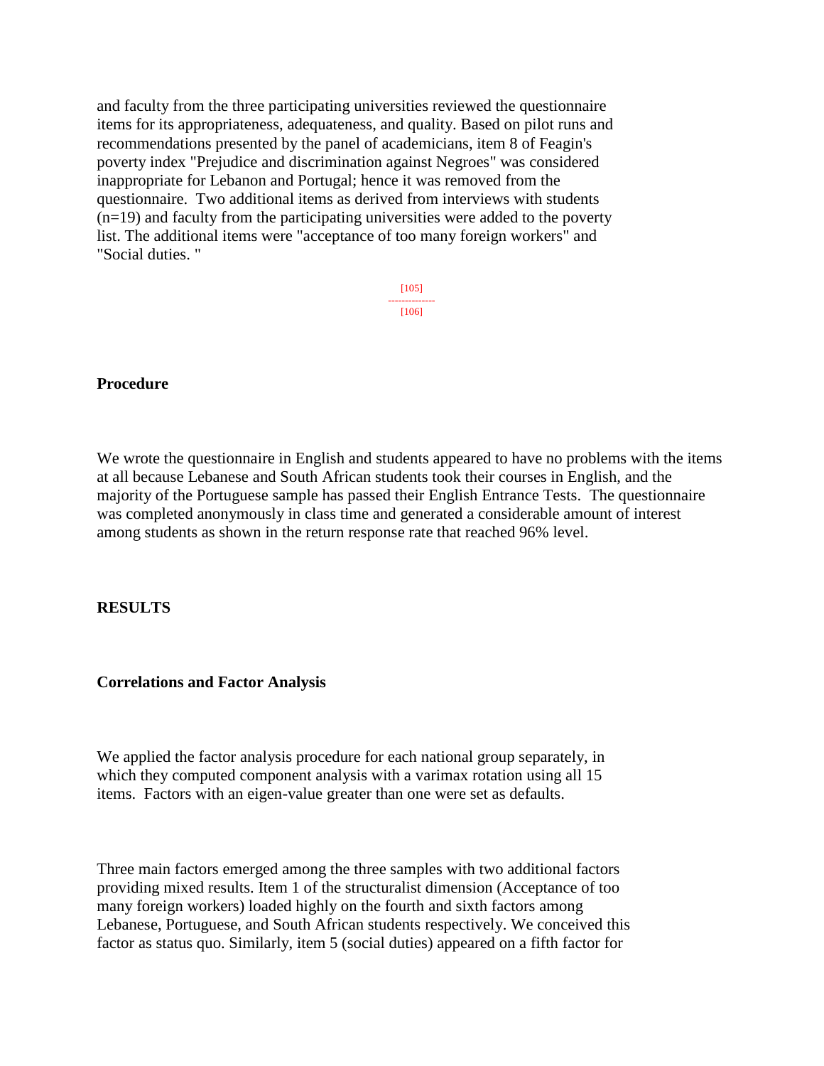and faculty from the three participating universities reviewed the questionnaire items for its appropriateness, adequateness, and quality. Based on pilot runs and recommendations presented by the panel of academicians, item 8 of Feagin's poverty index "Prejudice and discrimination against Negroes" was considered inappropriate for Lebanon and Portugal; hence it was removed from the questionnaire.  Two additional items as derived from interviews with students (n=19) and faculty from the participating universities were added to the poverty list. The additional items were "acceptance of too many foreign workers" and "Social duties. "

### Procedure

We wrote the questionnaire in English and students appeared to have no problems with the items at all because Lebanese and South African students took their courses in English, and the majority of the Portuguese sample has passed their English Entrance Tests.  The questionnaire was completed anonymously in class time and generated a considerable amount of interest among students as shown in the return response rate that reached 96% level.

## RESULTS

### Correlations and Factor Analysis

We applied the factor analysis procedure for each national group separately, in which they computed component analysis with a varimax rotation using all 15 items.  Factors with an eigen-value greater than one were set as defaults.

Three main factors emerged among the three samples with two additional factors providing mixed results. Item 1 of the structuralist dimension (Acceptance of too many foreign workers) loaded highly on the fourth and sixth factors among Lebanese, Portuguese, and South African students respectively. We conceived this factor as status quo. Similarly, item 5 (social duties) appeared on a fifth factor for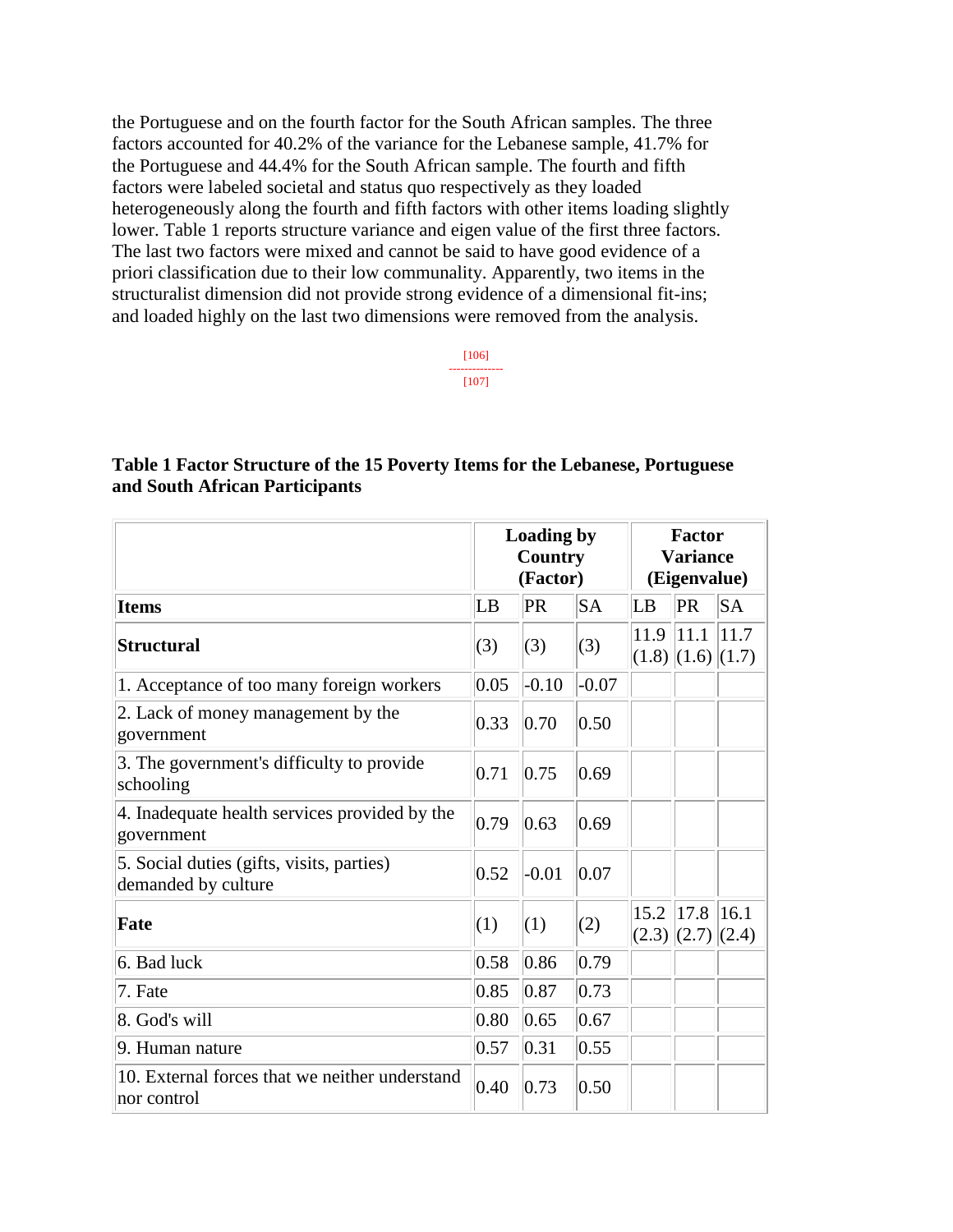the Portuguese and on the fourth factor for the South African samples. The three factors accounted for 40.2% of the variance for the Lebanese sample, 41.7% for the Portuguese and 44.4% for the South African sample. The fourth and fifth factors were labeled societal and status quo respectively as they loaded heterogeneously along the fourth and fifth factors with other items loading slightly lower. Table 1 reports structure variance and eigen value of the first three factors. The last two factors were mixed and cannot be said to have good evidence of a priori classification due to their low communality. Apparently, two items in the structuralist dimension did not provide strong evidence of a dimensional fit-ins; and loaded highly on the last two dimensions were removed from the analysis.

**Table 1 Factor Structure of the 15 Poverty Items for the Lebanese, Portuguese and South African Participants**

| | Loading by Country (Factor) | | | Factor Variance (Eigenvalue) | | |
|---|---|---|---|---|---|---|
| **Items** | LB | PR | SA | LB | PR | SA |
| **Structural** | (3) | (3) | (3) | 11.9 (1.8) | 11.1 (1.6) | 11.7 (1.7) |
| 1. Acceptance of too many foreign workers | 0.05 | -0.10 | -0.07 | | | |
| 2. Lack of money management by the government | 0.33 | 0.70 | 0.50 | | | |
| 3. The government's difficulty to provide schooling | 0.71 | 0.75 | 0.69 | | | |
| 4. Inadequate health services provided by the government | 0.79 | 0.63 | 0.69 | | | |
| 5. Social duties (gifts, visits, parties) demanded by culture | 0.52 | -0.01 | 0.07 | | | |
| **Fate** | (1) | (1) | (2) | 15.2 (2.3) | 17.8 (2.7) | 16.1 (2.4) |
| 6. Bad luck | 0.58 | 0.86 | 0.79 | | | |
| 7. Fate | 0.85 | 0.87 | 0.73 | | | |
| 8. God's will | 0.80 | 0.65 | 0.67 | | | |
| 9. Human nature | 0.57 | 0.31 | 0.55 | | | |
| 10. External forces that we neither understand nor control | 0.40 | 0.73 | 0.50 | | | |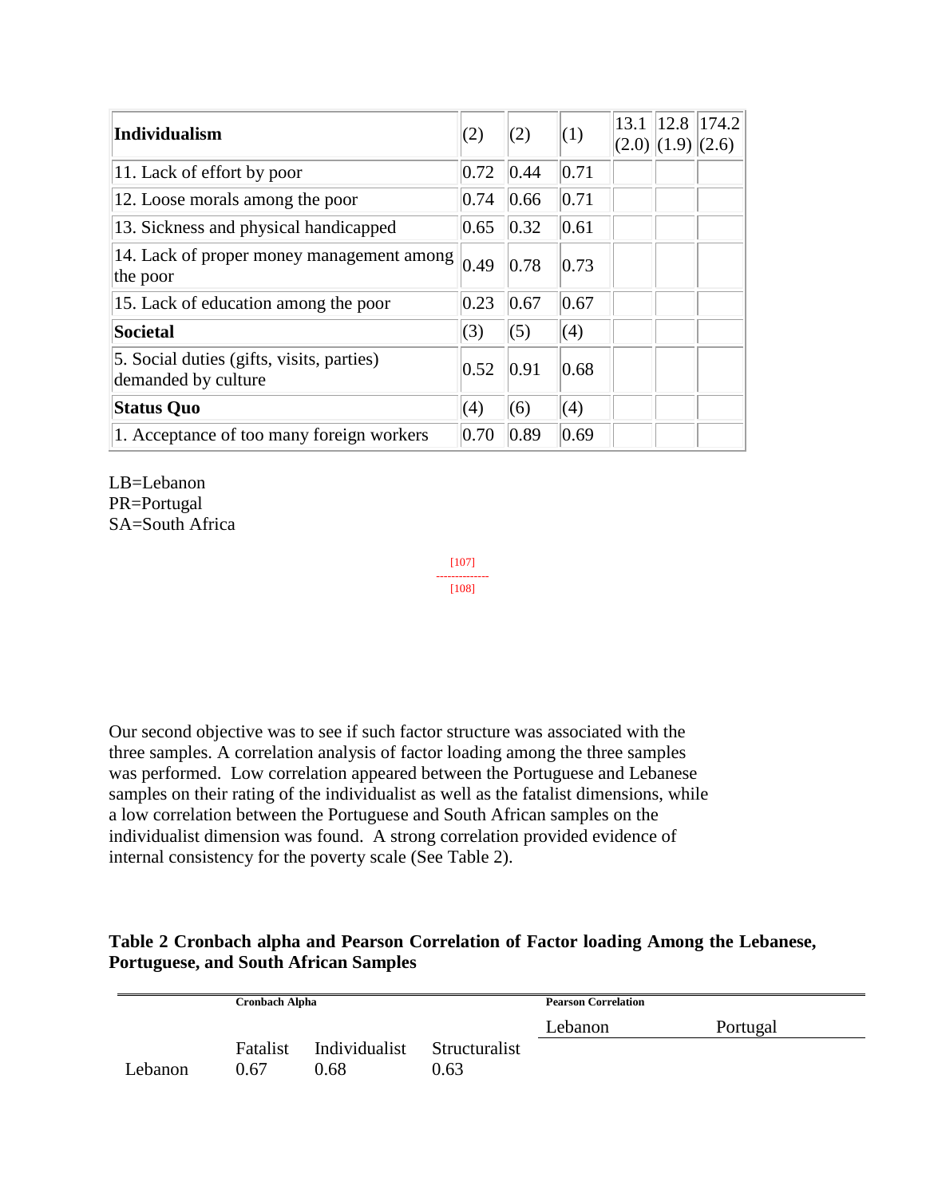| Individualism | (2) | (2) | (1) | 13.1 (2.0) | 12.8 (1.9) | 174.2 (2.6) |
|---|---|---|---|---|---|---|
| 11. Lack of effort by poor | 0.72 | 0.44 | 0.71 | | | |
| 12. Loose morals among the poor | 0.74 | 0.66 | 0.71 | | | |
| 13. Sickness and physical handicapped | 0.65 | 0.32 | 0.61 | | | |
| 14. Lack of proper money management among the poor | 0.49 | 0.78 | 0.73 | | | |
| 15. Lack of education among the poor | 0.23 | 0.67 | 0.67 | | | |
| **Societal** | (3) | (5) | (4) | | | |
| 5. Social duties (gifts, visits, parties) demanded by culture | 0.52 | 0.91 | 0.68 | | | |
| **Status Quo** | (4) | (6) | (4) | | | |
| 1. Acceptance of too many foreign workers | 0.70 | 0.89 | 0.69 | | | |

LB=Lebanon
PR=Portugal
SA=South Africa

[107]
--------------
[108]

Our second objective was to see if such factor structure was associated with the three samples. A correlation analysis of factor loading among the three samples was performed. Low correlation appeared between the Portuguese and Lebanese samples on their rating of the individualist as well as the fatalist dimensions, while a low correlation between the Portuguese and South African samples on the individualist dimension was found. A strong correlation provided evidence of internal consistency for the poverty scale (See Table 2).

**Table 2 Cronbach alpha and Pearson Correlation of Factor loading Among the Lebanese, Portuguese, and South African Samples**

| | Cronbach Alpha | | | Pearson Correlation | |
|---|---|---|---|---|---|
| | | | | Lebanon | Portugal |
| | Fatalist | Individualist | Structuralist | | |
| Lebanon | 0.67 | 0.68 | 0.63 | | |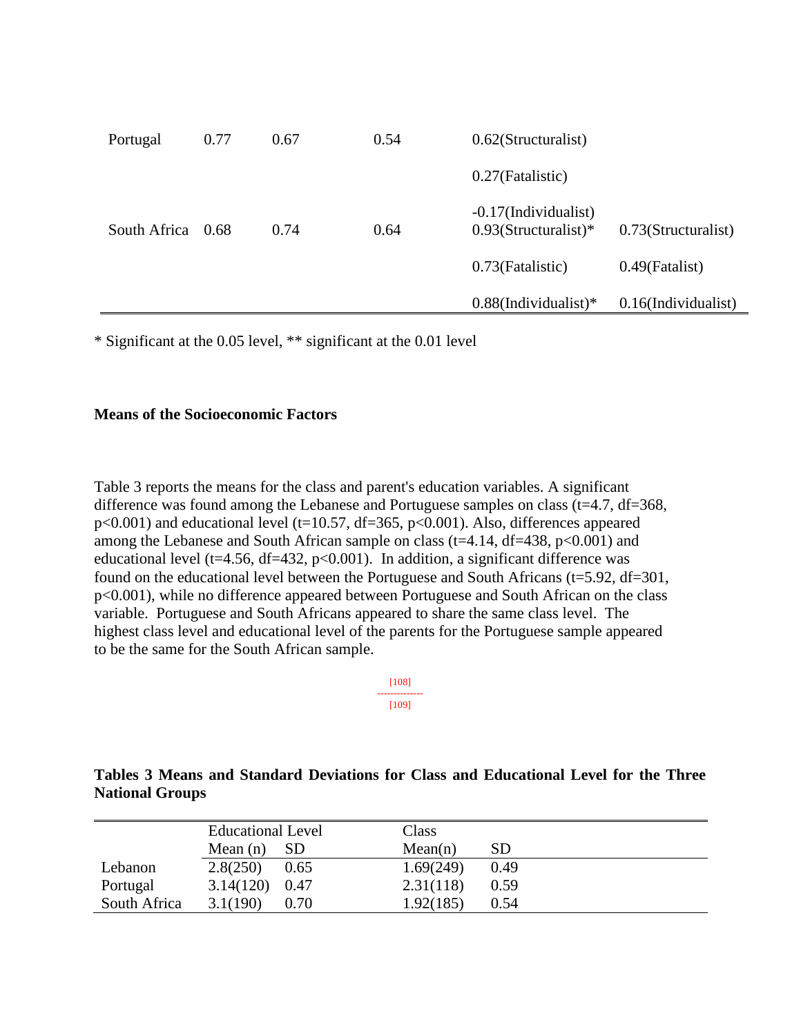| | | | | | |
|---|---|---|---|---|---|
| Portugal | 0.77 | 0.67 | 0.54 | 0.62(Structuralist) | |
| | | | | 0.27(Fatalistic) | |
| | | | | -0.17(Individualist) | |
| South Africa | 0.68 | 0.74 | 0.64 | 0.93(Structuralist)* | 0.73(Structuralist) |
| | | | | 0.73(Fatalistic) | 0.49(Fatalist) |
| | | | | 0.88(Individualist)* | 0.16(Individualist) |

* Significant at the 0.05 level, ** significant at the 0.01 level

**Means of the Socioeconomic Factors**

Table 3 reports the means for the class and parent's education variables. A significant difference was found among the Lebanese and Portuguese samples on class ($t=4.7$, $df=368$, $p<0.001$) and educational level ($t=10.57$, $df=365$, $p<0.001$). Also, differences appeared among the Lebanese and South African sample on class ($t=4.14$, $df=438$, $p<0.001$) and educational level ($t=4.56$, $df=432$, $p<0.001$). In addition, a significant difference was found on the educational level between the Portuguese and South Africans ($t=5.92$, $df=301$, $p<0.001$), while no difference appeared between Portuguese and South African on the class variable. Portuguese and South Africans appeared to share the same class level. The highest class level and educational level of the parents for the Portuguese sample appeared to be the same for the South African sample.

[108]

[109]

**Tables 3 Means and Standard Deviations for Class and Educational Level for the Three National Groups**

| | Educational Level | | Class | |
|---|---|---|---|---|
| | Mean (n) | SD | Mean(n) | SD |
| Lebanon | 2.8(250) | 0.65 | 1.69(249) | 0.49 |
| Portugal | 3.14(120) | 0.47 | 2.31(118) | 0.59 |
| South Africa | 3.1(190) | 0.70 | 1.92(185) | 0.54 |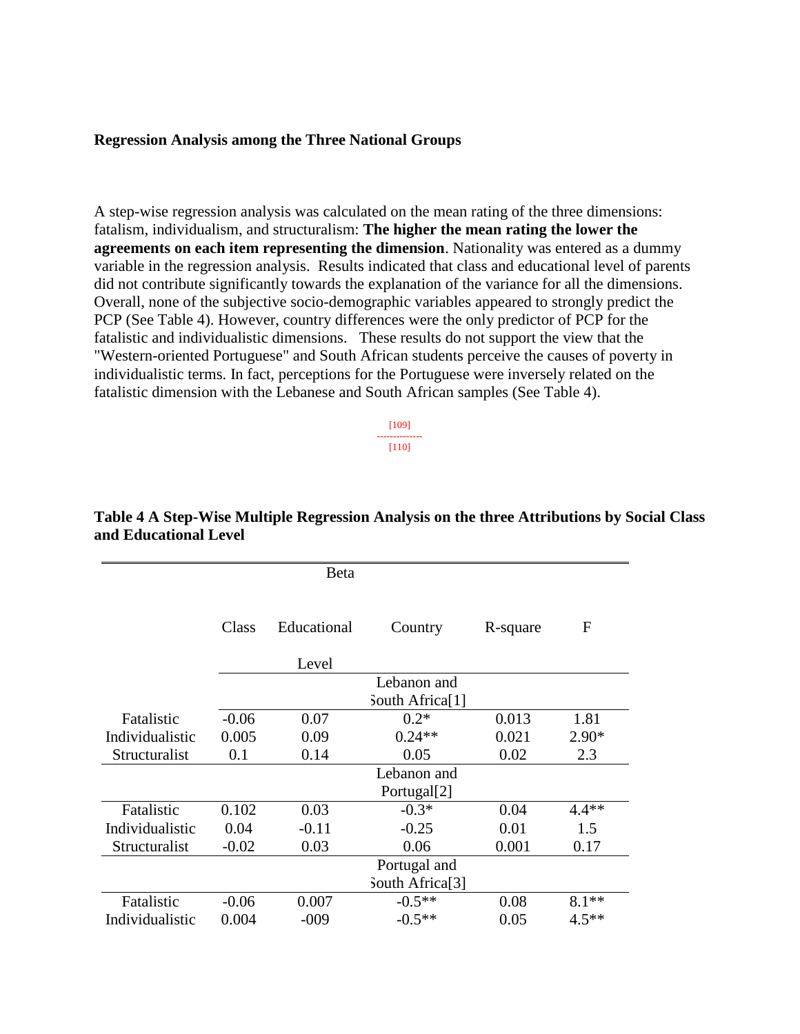### Regression Analysis among the Three National Groups

A step-wise regression analysis was calculated on the mean rating of the three dimensions: fatalism, individualism, and structuralism: **The higher the mean rating the lower the agreements on each item representing the dimension**. Nationality was entered as a dummy variable in the regression analysis. Results indicated that class and educational level of parents did not contribute significantly towards the explanation of the variance for all the dimensions. Overall, none of the subjective socio-demographic variables appeared to strongly predict the PCP (See Table 4). However, country differences were the only predictor of PCP for the fatalistic and individualistic dimensions. These results do not support the view that the "Western-oriented Portuguese" and South African students perceive the causes of poverty in individualistic terms. In fact, perceptions for the Portuguese were inversely related on the fatalistic dimension with the Lebanese and South African samples (See Table 4).

[109]
-------------
[110]

**Table 4 A Step-Wise Multiple Regression Analysis on the three Attributions by Social Class and Educational Level**

| | Beta | | | | |
|---|---|---|---|---|---|
| | Class | Educational Level | Country | R-square | F |
| | | | Lebanon and South Africa[1] | | |
| Fatalistic | -0.06 | 0.07 | 0.2* | 0.013 | 1.81 |
| Individualistic | 0.005 | 0.09 | 0.24** | 0.021 | 2.90* |
| Structuralist | 0.1 | 0.14 | 0.05 | 0.02 | 2.3 |
| | | | Lebanon and Portugal[2] | | |
| Fatalistic | 0.102 | 0.03 | -0.3* | 0.04 | 4.4** |
| Individualistic | 0.04 | -0.11 | -0.25 | 0.01 | 1.5 |
| Structuralist | -0.02 | 0.03 | 0.06 | 0.001 | 0.17 |
| | | | Portugal and South Africa[3] | | |
| Fatalistic | -0.06 | 0.007 | -0.5** | 0.08 | 8.1** |
| Individualistic | 0.004 | -009 | -0.5** | 0.05 | 4.5** |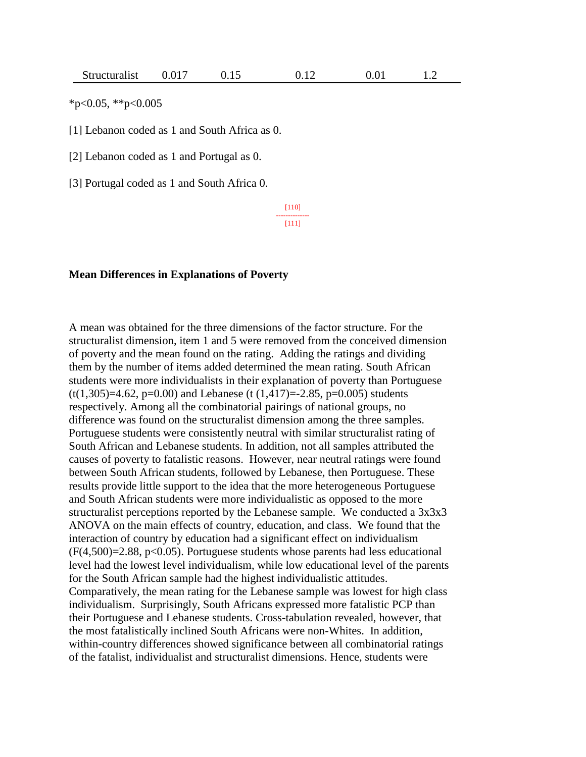| Structuralist | 0.017 | 0.15 | 0.12 | 0.01 | 1.2 |
|---|---|---|---|---|---|

*p<0.05, **p<0.005

[1] Lebanon coded as 1 and South Africa as 0.

[2] Lebanon coded as 1 and Portugal as 0.

[3] Portugal coded as 1 and South Africa 0.

[110]

[111]

**Mean Differences in Explanations of Poverty**

A mean was obtained for the three dimensions of the factor structure. For the structuralist dimension, item 1 and 5 were removed from the conceived dimension of poverty and the mean found on the rating. Adding the ratings and dividing them by the number of items added determined the mean rating. South African students were more individualists in their explanation of poverty than Portuguese ($t(1,305)=4.62$, $p=0.00$) and Lebanese ($t(1,417)=-2.85$, $p=0.005$) students respectively. Among all the combinatorial pairings of national groups, no difference was found on the structuralist dimension among the three samples. Portuguese students were consistently neutral with similar structuralist rating of South African and Lebanese students. In addition, not all samples attributed the causes of poverty to fatalistic reasons. However, near neutral ratings were found between South African students, followed by Lebanese, then Portuguese. These results provide little support to the idea that the more heterogeneous Portuguese and South African students were more individualistic as opposed to the more structuralist perceptions reported by the Lebanese sample. We conducted a 3x3x3 ANOVA on the main effects of country, education, and class. We found that the interaction of country by education had a significant effect on individualism ($F(4,500)=2.88$, $p<0.05$). Portuguese students whose parents had less educational level had the lowest level individualism, while low educational level of the parents for the South African sample had the highest individualistic attitudes. Comparatively, the mean rating for the Lebanese sample was lowest for high class individualism. Surprisingly, South Africans expressed more fatalistic PCP than their Portuguese and Lebanese students. Cross-tabulation revealed, however, that the most fatalistically inclined South Africans were non-Whites. In addition, within-country differences showed significance between all combinatorial ratings of the fatalist, individualist and structuralist dimensions. Hence, students were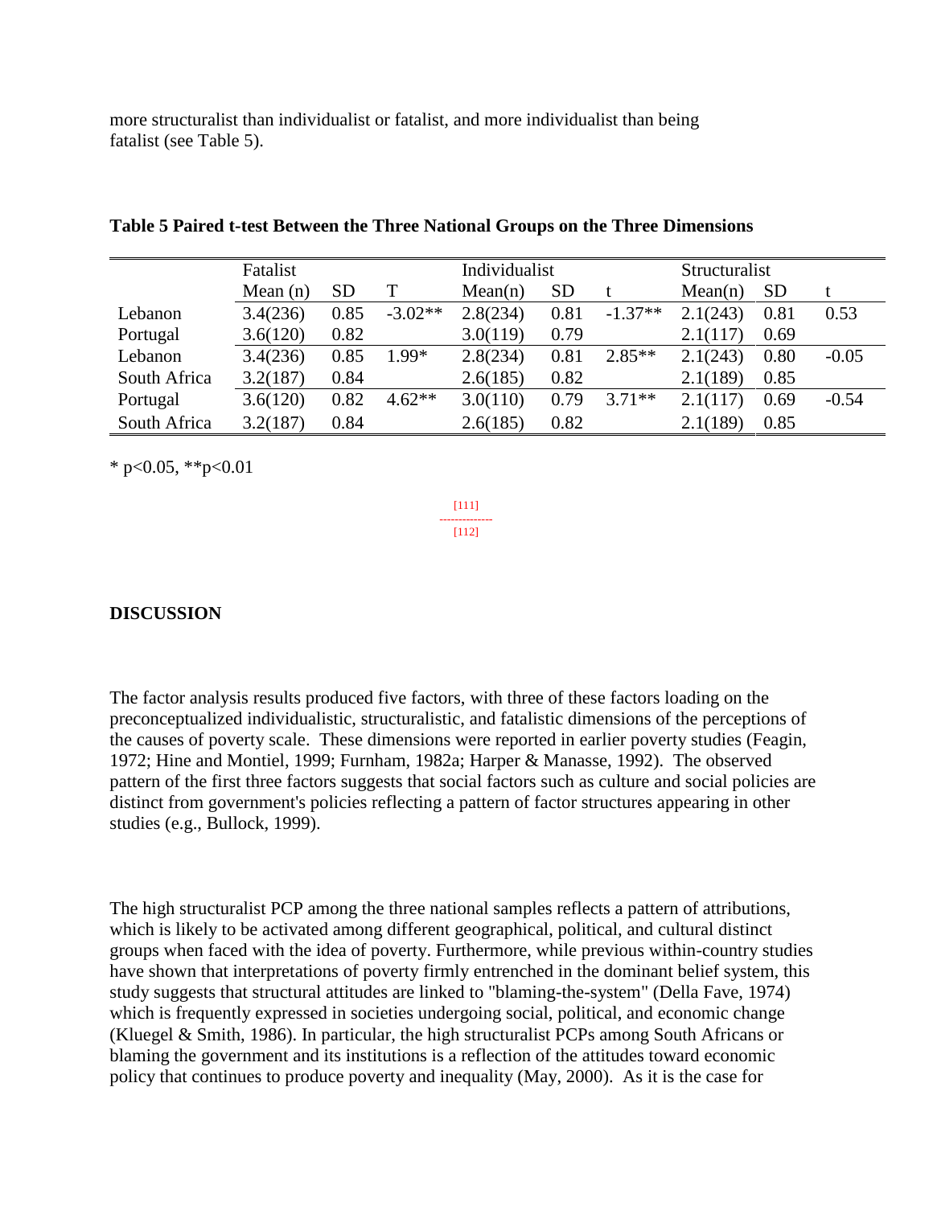more structuralist than individualist or fatalist, and more individualist than being fatalist (see Table 5).

**Table 5 Paired t-test Between the Three National Groups on the Three Dimensions**

| | Fatalist | | | Individualist | | | Structuralist | | |
|---|---|---|---|---|---|---|---|---|---|
| | Mean (n) | SD | T | Mean(n) | SD | t | Mean(n) | SD | t |
| Lebanon | 3.4(236) | 0.85 | -3.02** | 2.8(234) | 0.81 | -1.37** | 2.1(243) | 0.81 | 0.53 |
| Portugal | 3.6(120) | 0.82 | | 3.0(119) | 0.79 | | 2.1(117) | 0.69 | |
| Lebanon | 3.4(236) | 0.85 | 1.99* | 2.8(234) | 0.81 | 2.85** | 2.1(243) | 0.80 | -0.05 |
| South Africa | 3.2(187) | 0.84 | | 2.6(185) | 0.82 | | 2.1(189) | 0.85 | |
| Portugal | 3.6(120) | 0.82 | 4.62** | 3.0(110) | 0.79 | 3.71** | 2.1(117) | 0.69 | -0.54 |
| South Africa | 3.2(187) | 0.84 | | 2.6(185) | 0.82 | | 2.1(189) | 0.85 | |

* $p<0.05$, ** $p<0.01$

## DISCUSSION

The factor analysis results produced five factors, with three of these factors loading on the preconceptualized individualistic, structuralistic, and fatalistic dimensions of the perceptions of the causes of poverty scale. These dimensions were reported in earlier poverty studies (Feagin, 1972; Hine and Montiel, 1999; Furnham, 1982a; Harper & Manasse, 1992). The observed pattern of the first three factors suggests that social factors such as culture and social policies are distinct from government's policies reflecting a pattern of factor structures appearing in other studies (e.g., Bullock, 1999).

The high structuralist PCP among the three national samples reflects a pattern of attributions, which is likely to be activated among different geographical, political, and cultural distinct groups when faced with the idea of poverty. Furthermore, while previous within-country studies have shown that interpretations of poverty firmly entrenched in the dominant belief system, this study suggests that structural attitudes are linked to "blaming-the-system" (Della Fave, 1974) which is frequently expressed in societies undergoing social, political, and economic change (Kluegel & Smith, 1986). In particular, the high structuralist PCPs among South Africans or blaming the government and its institutions is a reflection of the attitudes toward economic policy that continues to produce poverty and inequality (May, 2000). As it is the case for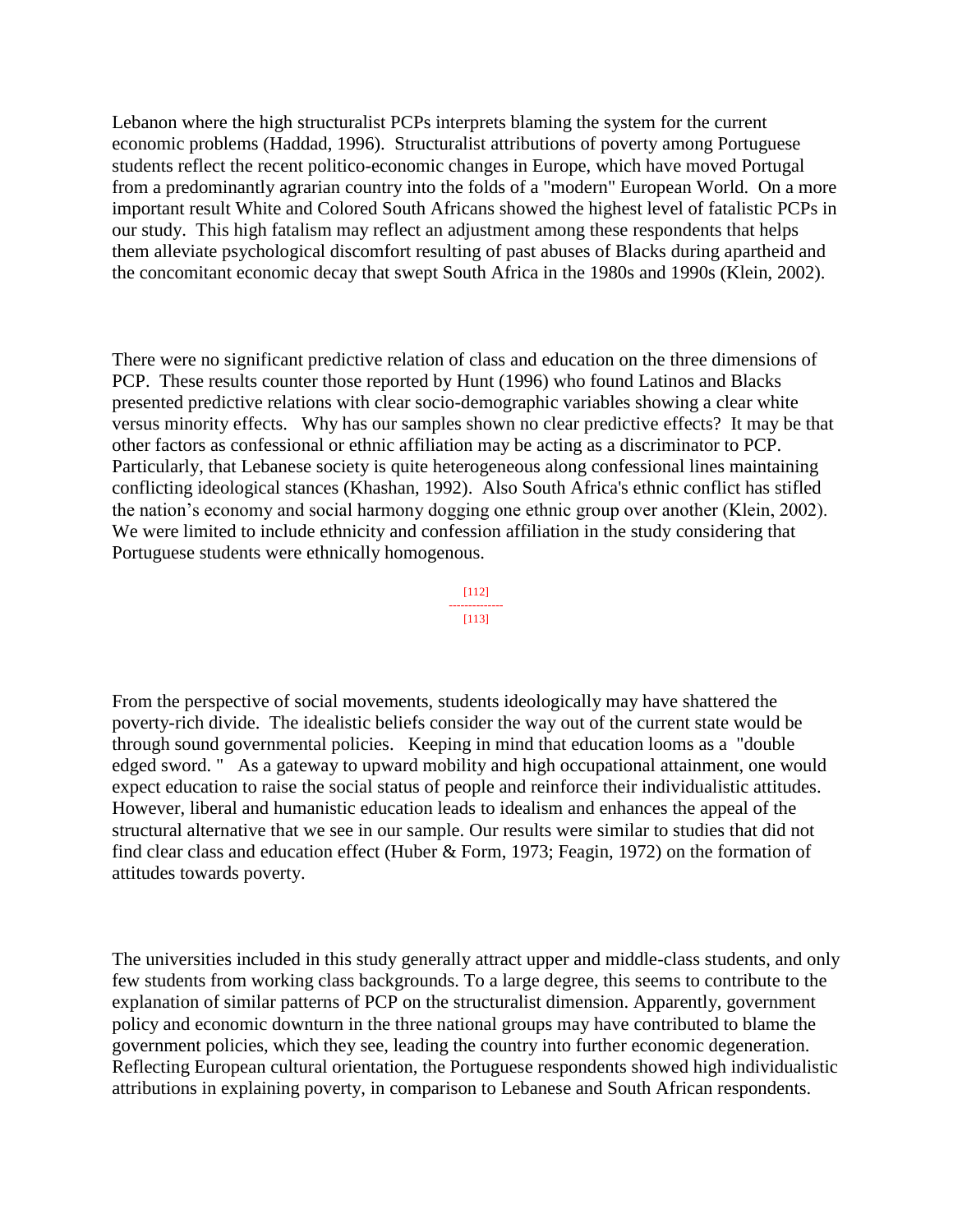Lebanon where the high structuralist PCPs interprets blaming the system for the current economic problems (Haddad, 1996). Structuralist attributions of poverty among Portuguese students reflect the recent politico-economic changes in Europe, which have moved Portugal from a predominantly agrarian country into the folds of a "modern" European World. On a more important result White and Colored South Africans showed the highest level of fatalistic PCPs in our study. This high fatalism may reflect an adjustment among these respondents that helps them alleviate psychological discomfort resulting of past abuses of Blacks during apartheid and the concomitant economic decay that swept South Africa in the 1980s and 1990s (Klein, 2002).

There were no significant predictive relation of class and education on the three dimensions of PCP. These results counter those reported by Hunt (1996) who found Latinos and Blacks presented predictive relations with clear socio-demographic variables showing a clear white versus minority effects. Why has our samples shown no clear predictive effects? It may be that other factors as confessional or ethnic affiliation may be acting as a discriminator to PCP. Particularly, that Lebanese society is quite heterogeneous along confessional lines maintaining conflicting ideological stances (Khashan, 1992). Also South Africa's ethnic conflict has stifled the nation's economy and social harmony dogging one ethnic group over another (Klein, 2002). We were limited to include ethnicity and confession affiliation in the study considering that Portuguese students were ethnically homogenous.

From the perspective of social movements, students ideologically may have shattered the poverty-rich divide. The idealistic beliefs consider the way out of the current state would be through sound governmental policies. Keeping in mind that education looms as a "double edged sword." As a gateway to upward mobility and high occupational attainment, one would expect education to raise the social status of people and reinforce their individualistic attitudes. However, liberal and humanistic education leads to idealism and enhances the appeal of the structural alternative that we see in our sample. Our results were similar to studies that did not find clear class and education effect (Huber & Form, 1973; Feagin, 1972) on the formation of attitudes towards poverty.

The universities included in this study generally attract upper and middle-class students, and only few students from working class backgrounds. To a large degree, this seems to contribute to the explanation of similar patterns of PCP on the structuralist dimension. Apparently, government policy and economic downturn in the three national groups may have contributed to blame the government policies, which they see, leading the country into further economic degeneration. Reflecting European cultural orientation, the Portuguese respondents showed high individualistic attributions in explaining poverty, in comparison to Lebanese and South African respondents.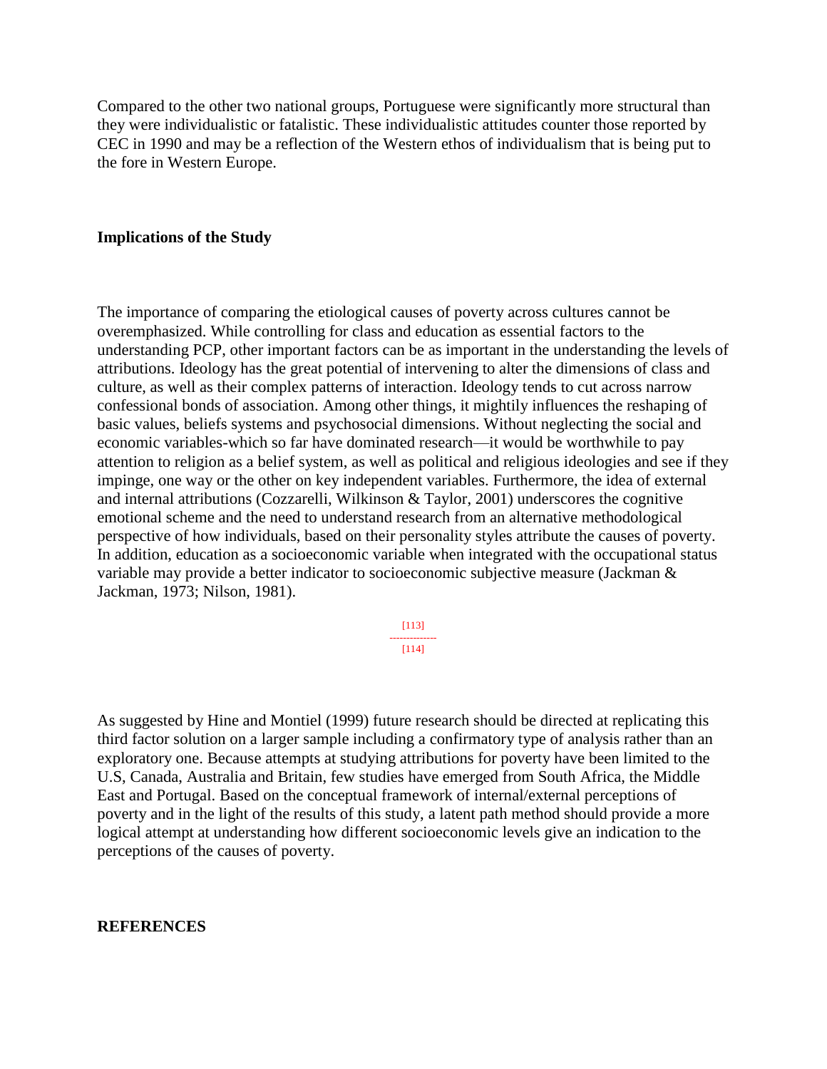Compared to the other two national groups, Portuguese were significantly more structural than they were individualistic or fatalistic. These individualistic attitudes counter those reported by CEC in 1990 and may be a reflection of the Western ethos of individualism that is being put to the fore in Western Europe.

## Implications of the Study

The importance of comparing the etiological causes of poverty across cultures cannot be overemphasized. While controlling for class and education as essential factors to the understanding PCP, other important factors can be as important in the understanding the levels of attributions. Ideology has the great potential of intervening to alter the dimensions of class and culture, as well as their complex patterns of interaction. Ideology tends to cut across narrow confessional bonds of association. Among other things, it mightily influences the reshaping of basic values, beliefs systems and psychosocial dimensions. Without neglecting the social and economic variables-which so far have dominated research—it would be worthwhile to pay attention to religion as a belief system, as well as political and religious ideologies and see if they impinge, one way or the other on key independent variables. Furthermore, the idea of external and internal attributions (Cozzarelli, Wilkinson & Taylor, 2001) underscores the cognitive emotional scheme and the need to understand research from an alternative methodological perspective of how individuals, based on their personality styles attribute the causes of poverty. In addition, education as a socioeconomic variable when integrated with the occupational status variable may provide a better indicator to socioeconomic subjective measure (Jackman & Jackman, 1973; Nilson, 1981).

[113]
--------------
[114]

As suggested by Hine and Montiel (1999) future research should be directed at replicating this third factor solution on a larger sample including a confirmatory type of analysis rather than an exploratory one. Because attempts at studying attributions for poverty have been limited to the U.S, Canada, Australia and Britain, few studies have emerged from South Africa, the Middle East and Portugal. Based on the conceptual framework of internal/external perceptions of poverty and in the light of the results of this study, a latent path method should provide a more logical attempt at understanding how different socioeconomic levels give an indication to the perceptions of the causes of poverty.

## REFERENCES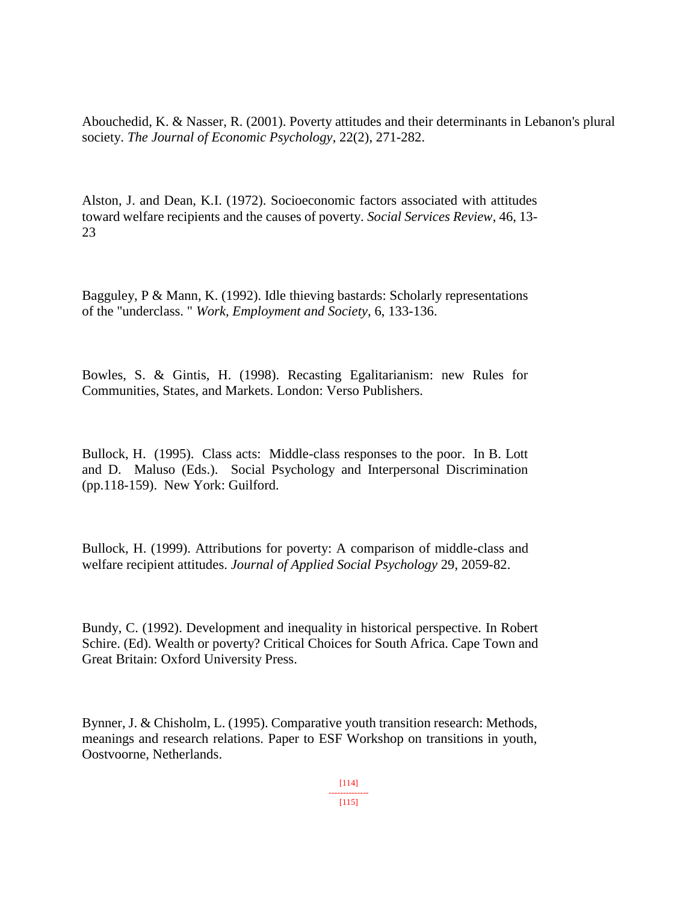Abouchedid, K. & Nasser, R. (2001). Poverty attitudes and their determinants in Lebanon's plural society. *The Journal of Economic Psychology*, 22(2), 271-282.

Alston, J. and Dean, K.I. (1972). Socioeconomic factors associated with attitudes toward welfare recipients and the causes of poverty. *Social Services Review*, 46, 13-23

Bagguley, P & Mann, K. (1992). Idle thieving bastards: Scholarly representations of the "underclass. " *Work, Employment and Society,* 6, 133-136.

Bowles, S. & Gintis, H. (1998). Recasting Egalitarianism: new Rules for Communities, States, and Markets. London: Verso Publishers.

Bullock, H. (1995). Class acts: Middle-class responses to the poor. In B. Lott and D. Maluso (Eds.). Social Psychology and Interpersonal Discrimination (pp.118-159). New York: Guilford.

Bullock, H. (1999). Attributions for poverty: A comparison of middle-class and welfare recipient attitudes. *Journal of Applied Social Psychology* 29, 2059-82.

Bundy, C. (1992). Development and inequality in historical perspective. In Robert Schire. (Ed). Wealth or poverty? Critical Choices for South Africa. Cape Town and Great Britain: Oxford University Press.

Bynner, J. & Chisholm, L. (1995). Comparative youth transition research: Methods, meanings and research relations. Paper to ESF Workshop on transitions in youth, Oostvoorne, Netherlands.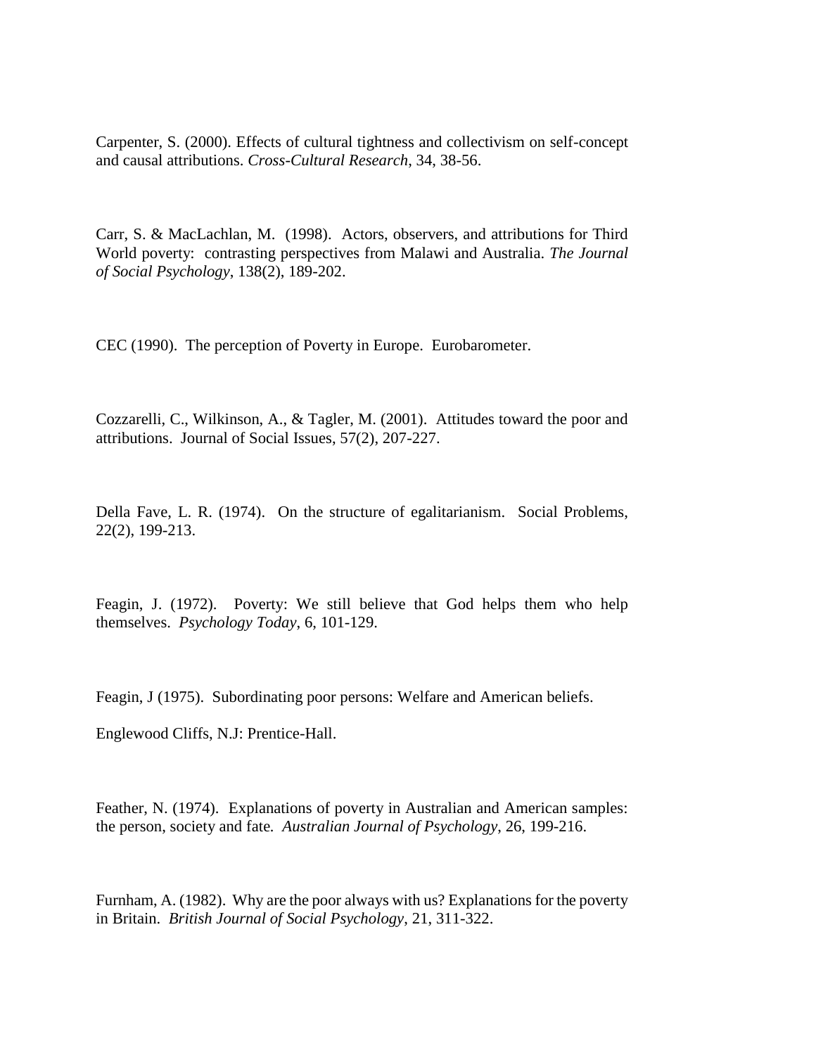Carpenter, S. (2000). Effects of cultural tightness and collectivism on self-concept and causal attributions. *Cross-Cultural Research*, 34, 38-56.

Carr, S. & MacLachlan, M. (1998). Actors, observers, and attributions for Third World poverty: contrasting perspectives from Malawi and Australia. *The Journal of Social Psychology*, 138(2), 189-202.

CEC (1990). The perception of Poverty in Europe. Eurobarometer.

Cozzarelli, C., Wilkinson, A., & Tagler, M. (2001). Attitudes toward the poor and attributions. Journal of Social Issues, 57(2), 207-227.

Della Fave, L. R. (1974). On the structure of egalitarianism. Social Problems, 22(2), 199-213.

Feagin, J. (1972). Poverty: We still believe that God helps them who help themselves. *Psychology Today*, 6, 101-129.

Feagin, J (1975). Subordinating poor persons: Welfare and American beliefs.

Englewood Cliffs, N.J: Prentice-Hall.

Feather, N. (1974). Explanations of poverty in Australian and American samples: the person, society and fate. *Australian Journal of Psychology*, 26, 199-216.

Furnham, A. (1982). Why are the poor always with us? Explanations for the poverty in Britain. *British Journal of Social Psychology*, 21, 311-322.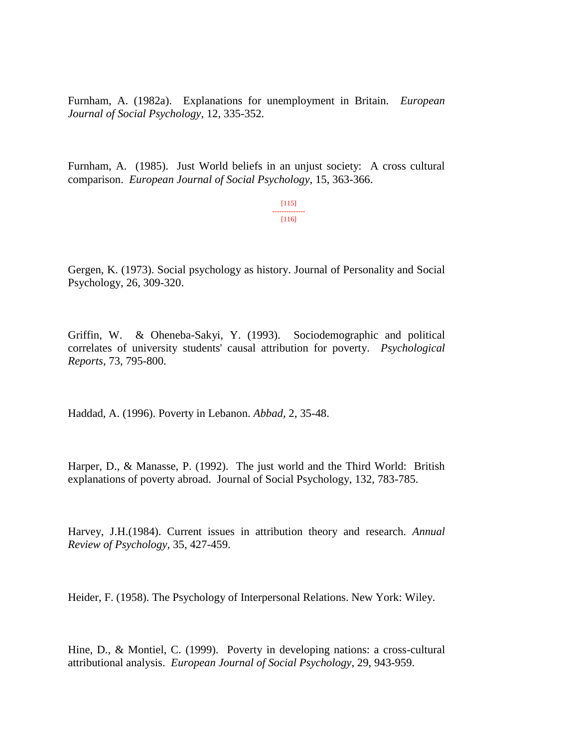Furnham, A. (1982a). Explanations for unemployment in Britain. *European Journal of Social Psychology*, 12, 335-352.

Furnham, A. (1985). Just World beliefs in an unjust society: A cross cultural comparison. *European Journal of Social Psychology*, 15, 363-366.

Gergen, K. (1973). Social psychology as history. Journal of Personality and Social Psychology, 26, 309-320.

Griffin, W. & Oheneba-Sakyi, Y. (1993). Sociodemographic and political correlates of university students' causal attribution for poverty. *Psychological Reports*, 73, 795-800.

Haddad, A. (1996). Poverty in Lebanon. *Abbad*, 2, 35-48.

Harper, D., & Manasse, P. (1992). The just world and the Third World: British explanations of poverty abroad. Journal of Social Psychology, 132, 783-785.

Harvey, J.H.(1984). Current issues in attribution theory and research. *Annual Review of Psychology*, 35, 427-459.

Heider, F. (1958). The Psychology of Interpersonal Relations. New York: Wiley.

Hine, D., & Montiel, C. (1999). Poverty in developing nations: a cross-cultural attributional analysis. *European Journal of Social Psychology*, 29, 943-959.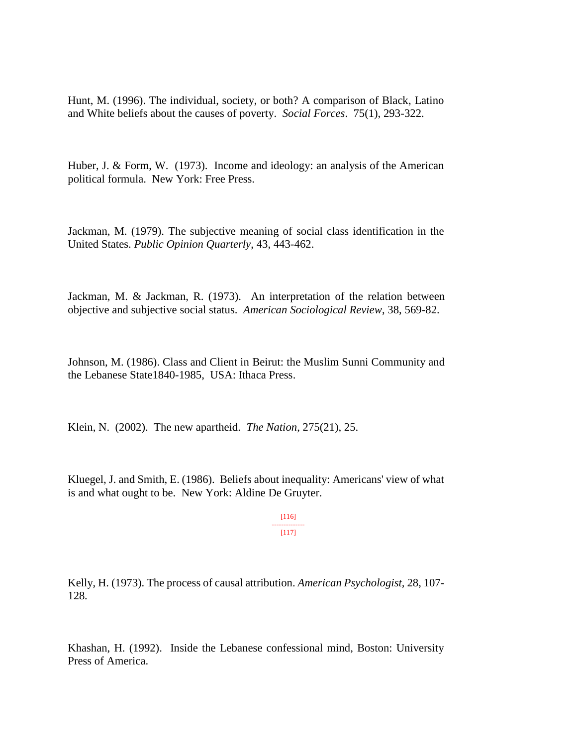Hunt, M. (1996). The individual, society, or both? A comparison of Black, Latino and White beliefs about the causes of poverty. *Social Forces*. 75(1), 293-322.

Huber, J. & Form, W. (1973). Income and ideology: an analysis of the American political formula. New York: Free Press.

Jackman, M. (1979). The subjective meaning of social class identification in the United States. *Public Opinion Quarterly*, 43, 443-462.

Jackman, M. & Jackman, R. (1973). An interpretation of the relation between objective and subjective social status. *American Sociological Review*, 38, 569-82.

Johnson, M. (1986). Class and Client in Beirut: the Muslim Sunni Community and the Lebanese State1840-1985, USA: Ithaca Press.

Klein, N. (2002). The new apartheid. *The Nation*, 275(21), 25.

Kluegel, J. and Smith, E. (1986). Beliefs about inequality: Americans' view of what is and what ought to be. New York: Aldine De Gruyter.

Kelly, H. (1973). The process of causal attribution. *American Psychologist*, 28, 107-128.

Khashan, H. (1992). Inside the Lebanese confessional mind, Boston: University Press of America.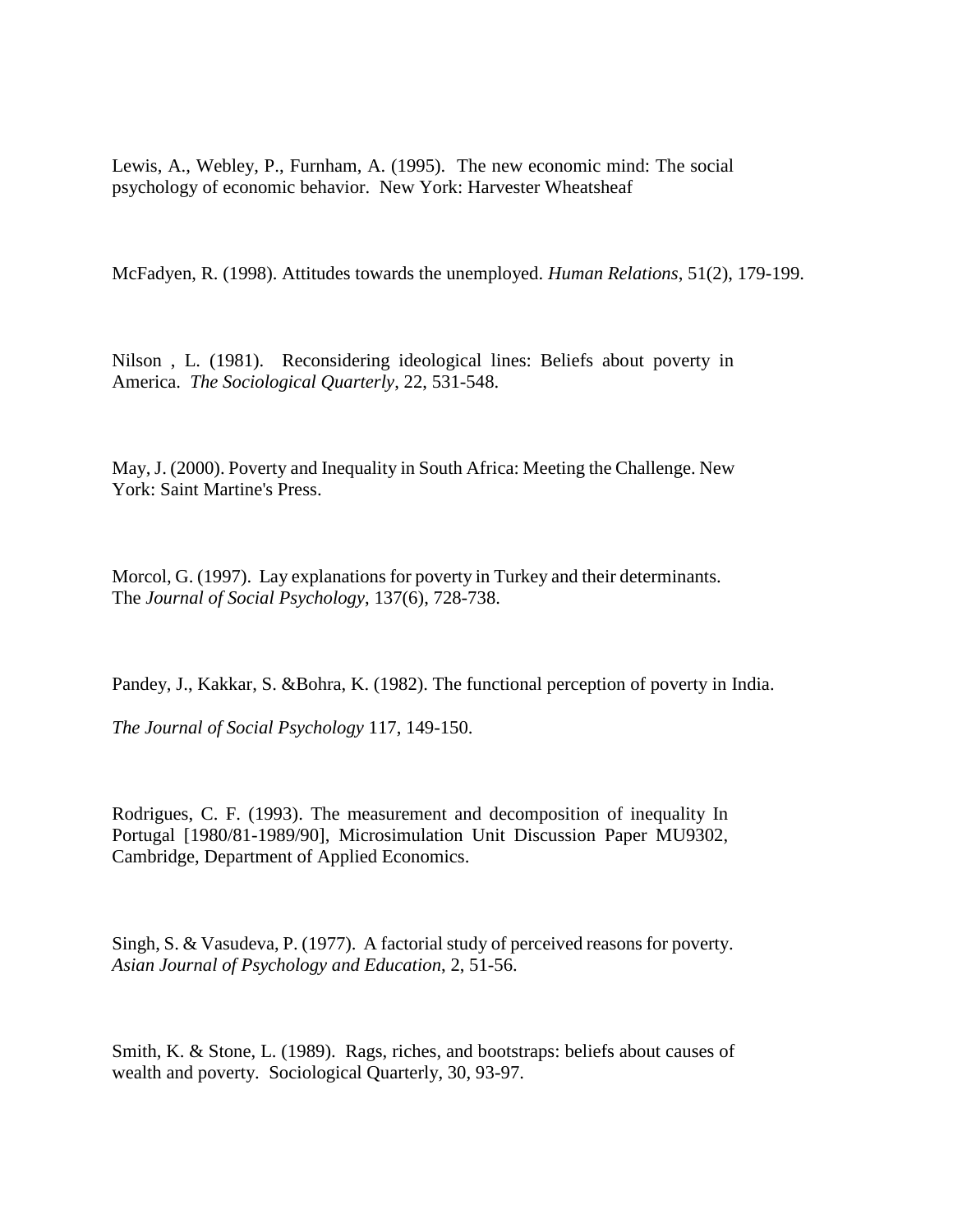Lewis, A., Webley, P., Furnham, A. (1995). The new economic mind: The social psychology of economic behavior. New York: Harvester Wheatsheaf

McFadyen, R. (1998). Attitudes towards the unemployed. *Human Relations*, 51(2), 179-199.

Nilson , L. (1981). Reconsidering ideological lines: Beliefs about poverty in America. *The Sociological Quarterly*, 22, 531-548.

May, J. (2000). Poverty and Inequality in South Africa: Meeting the Challenge. New York: Saint Martine's Press.

Morcol, G. (1997). Lay explanations for poverty in Turkey and their determinants. The *Journal of Social Psychology*, 137(6), 728-738.

Pandey, J., Kakkar, S. &Bohra, K. (1982). The functional perception of poverty in India.

*The Journal of Social Psychology* 117, 149-150.

Rodrigues, C. F. (1993). The measurement and decomposition of inequality In Portugal [1980/81-1989/90], Microsimulation Unit Discussion Paper MU9302, Cambridge, Department of Applied Economics.

Singh, S. & Vasudeva, P. (1977). A factorial study of perceived reasons for poverty. *Asian Journal of Psychology and Education*, 2, 51-56.

Smith, K. & Stone, L. (1989). Rags, riches, and bootstraps: beliefs about causes of wealth and poverty. Sociological Quarterly, 30, 93-97.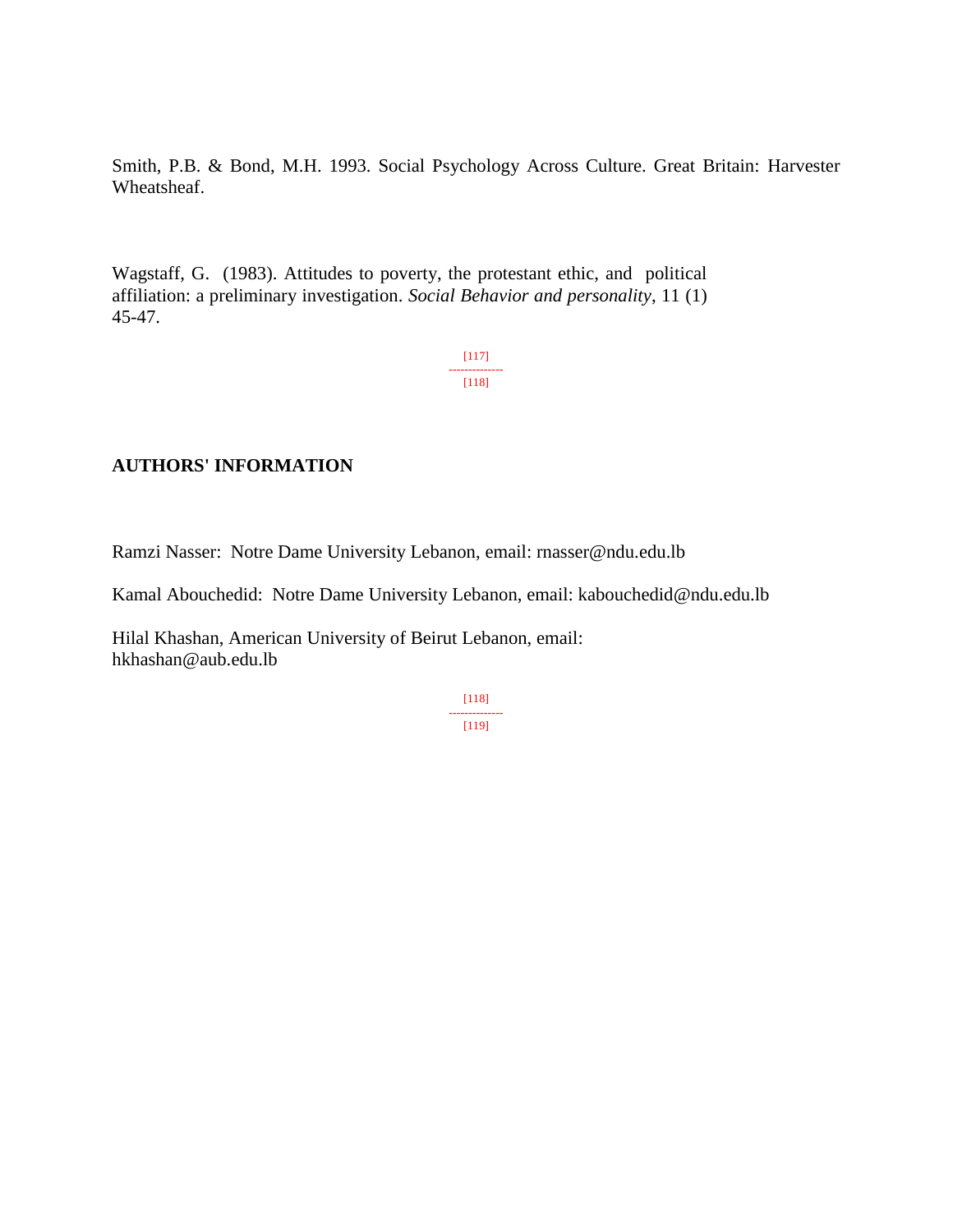Smith, P.B. & Bond, M.H. 1993. Social Psychology Across Culture. Great Britain: Harvester Wheatsheaf.

Wagstaff, G. (1983). Attitudes to poverty, the protestant ethic, and political affiliation: a preliminary investigation. *Social Behavior and personality*, 11 (1) 45-47.

## AUTHORS' INFORMATION

Ramzi Nasser: Notre Dame University Lebanon, email: rnasser@ndu.edu.lb

Kamal Abouchedid: Notre Dame University Lebanon, email: kabouchedid@ndu.edu.lb

Hilal Khashan, American University of Beirut Lebanon, email: hkhashan@aub.edu.lb